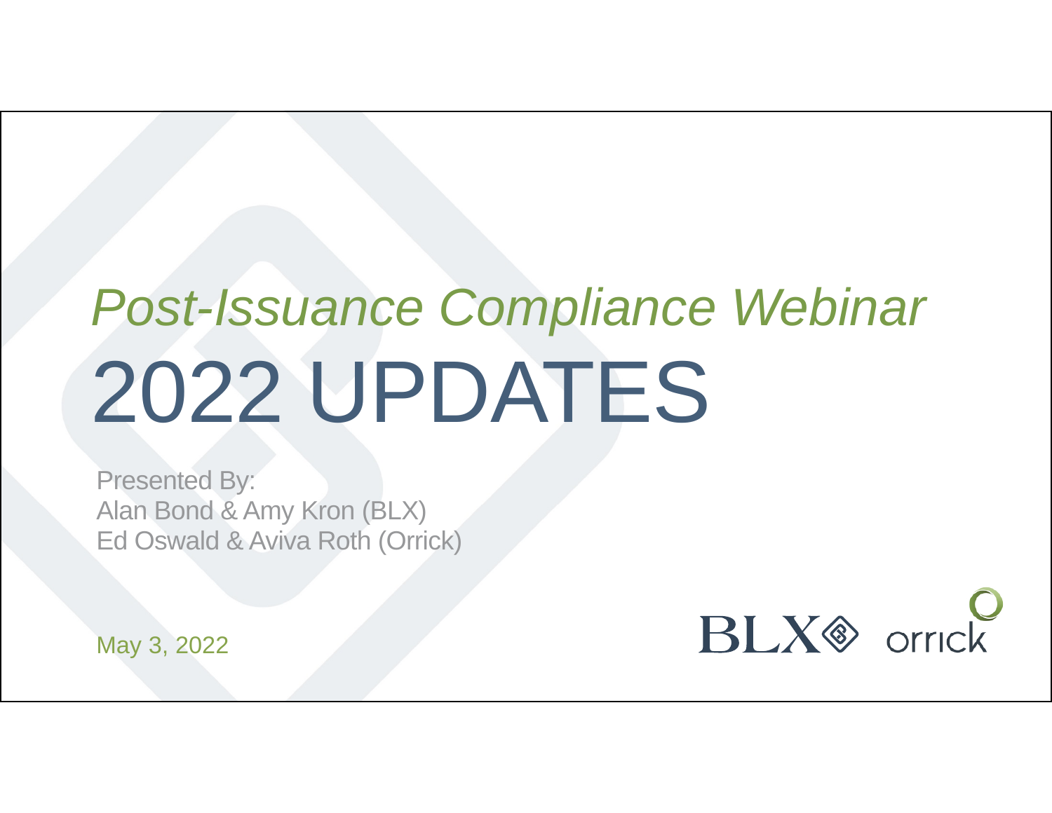# *Post-Issuance Compliance Webinar*

# 2022 UPDATES

Presented By:
Alan Bond & Amy Kron (BLX)
Ed Oswald & Aviva Roth (Orrick)

May 3, 2022

BLX orrick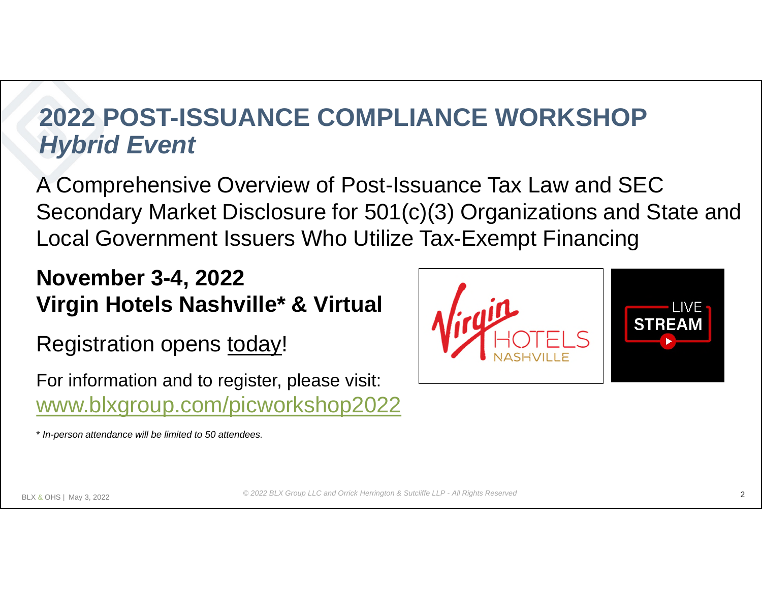# 2022 POST-ISSUANCE COMPLIANCE WORKSHOP
## *Hybrid Event*

A Comprehensive Overview of Post-Issuance Tax Law and SEC Secondary Market Disclosure for 501(c)(3) Organizations and State and Local Government Issuers Who Utilize Tax-Exempt Financing

**November 3-4, 2022**
**Virgin Hotels Nashville* & Virtual**

Registration opens today!

For information and to register, please visit:
www.blxgroup.com/picworkshop2022

*\* In-person attendance will be limited to 50 attendees.*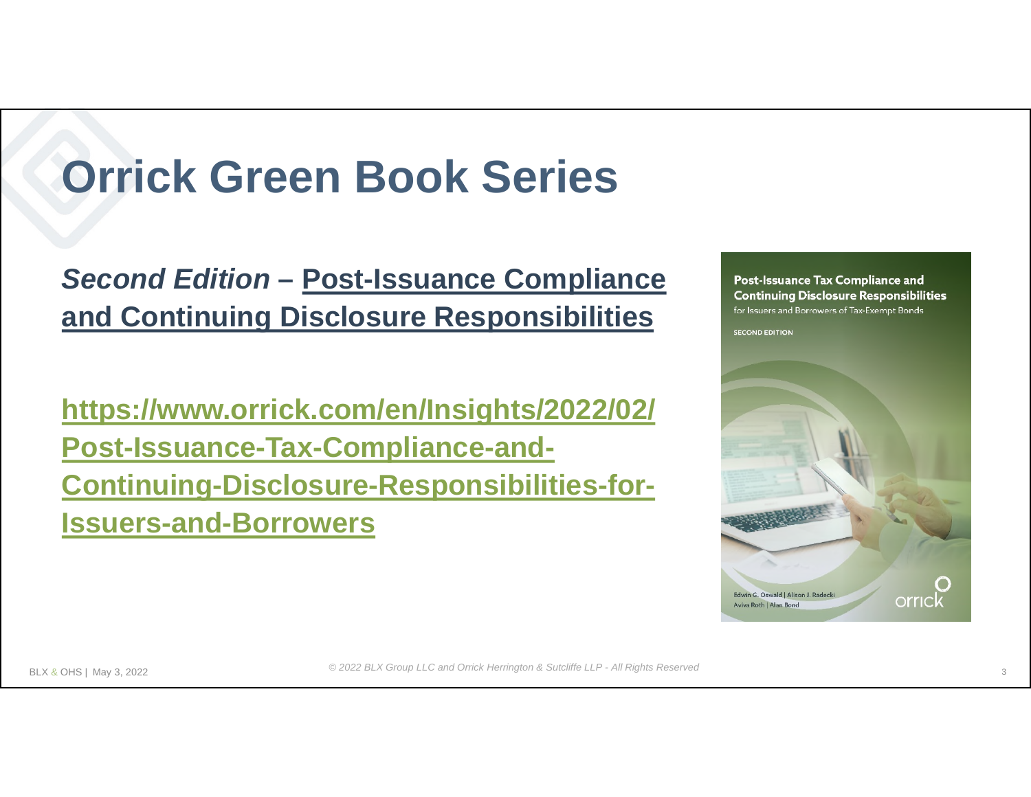# Orrick Green Book Series

***Second Edition*** **– Post-Issuance Compliance and Continuing Disclosure Responsibilities**

**https://www.orrick.com/en/Insights/2022/02/Post-Issuance-Tax-Compliance-and-Continuing-Disclosure-Responsibilities-for-Issuers-and-Borrowers**

BLX & OHS | May 3, 2022

*© 2022 BLX Group LLC and Orrick Herrington & Sutcliffe LLP - All Rights Reserved*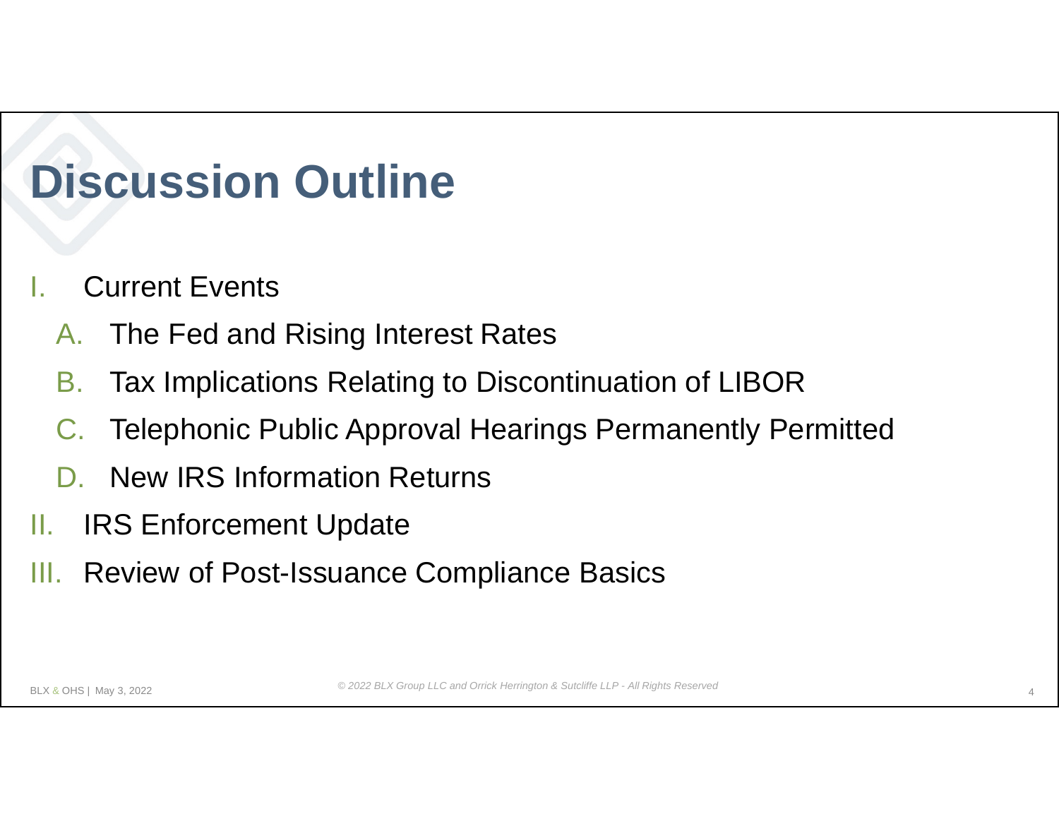# Discussion Outline

I. Current Events
   A. The Fed and Rising Interest Rates
   B. Tax Implications Relating to Discontinuation of LIBOR
   C. Telephonic Public Approval Hearings Permanently Permitted
   D. New IRS Information Returns

II. IRS Enforcement Update

III. Review of Post-Issuance Compliance Basics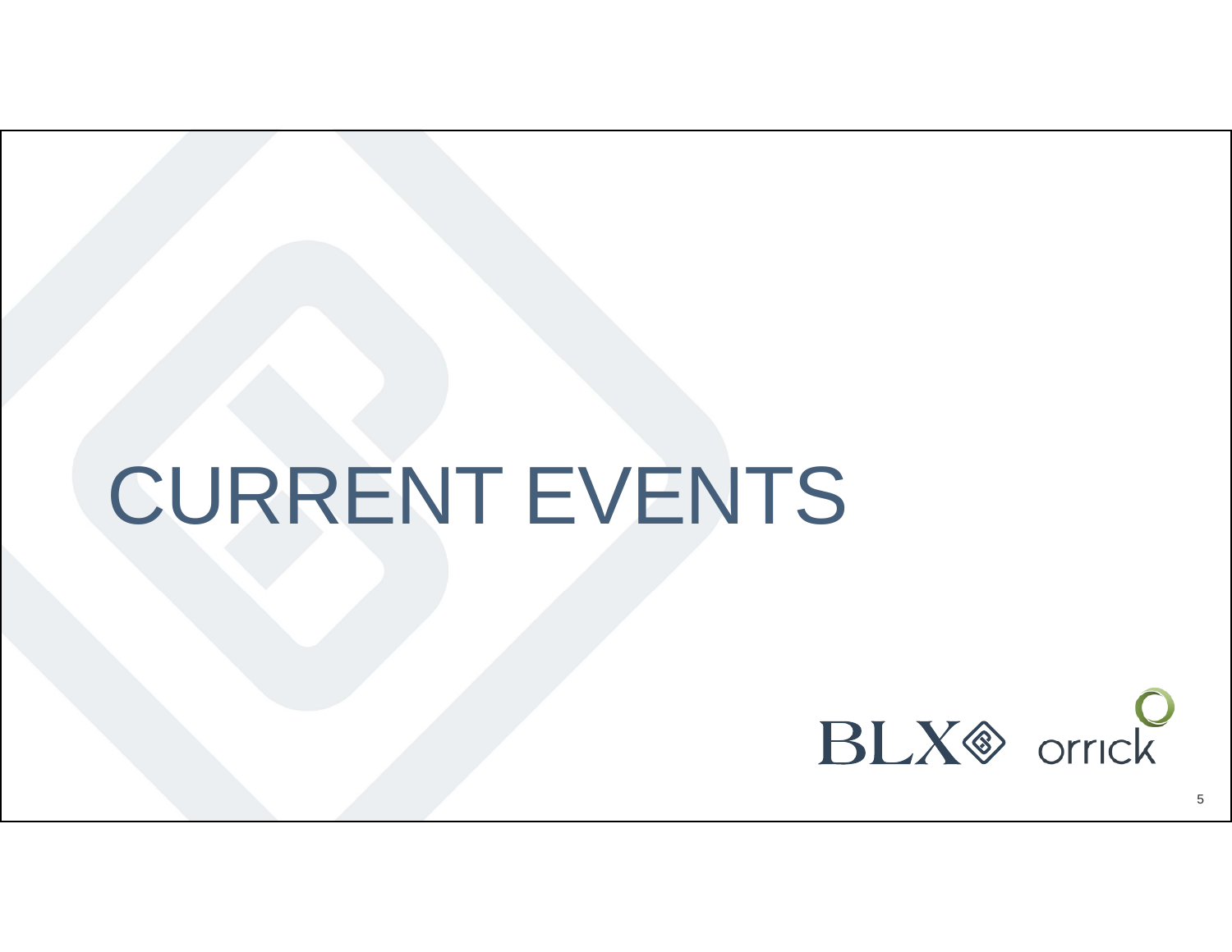# CURRENT EVENTS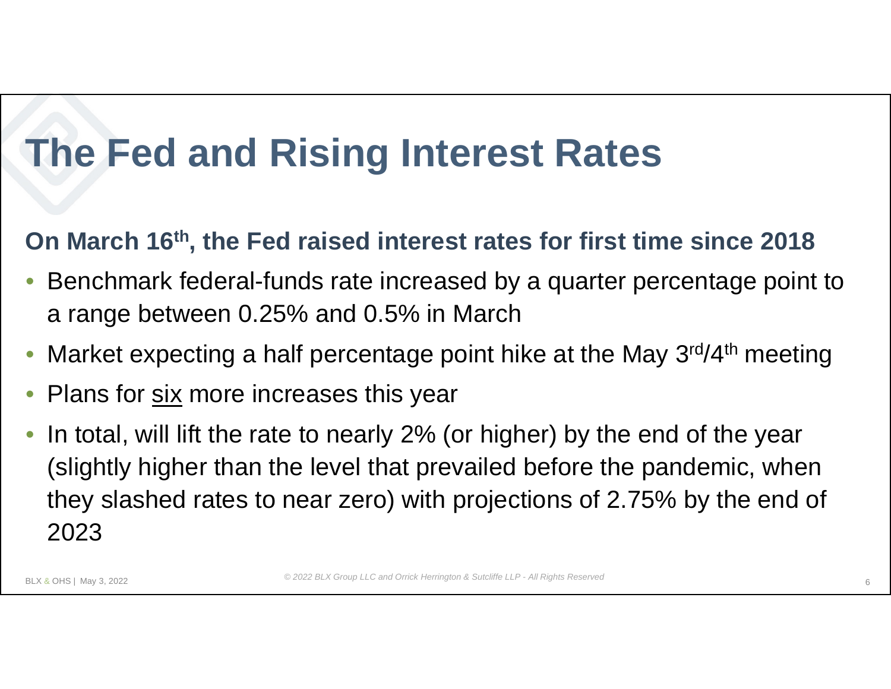# The Fed and Rising Interest Rates

**On March 16th, the Fed raised interest rates for first time since 2018**

- Benchmark federal-funds rate increased by a quarter percentage point to a range between 0.25% and 0.5% in March
- Market expecting a half percentage point hike at the May 3rd/4th meeting
- Plans for <u>six</u> more increases this year
- In total, will lift the rate to nearly 2% (or higher) by the end of the year (slightly higher than the level that prevailed before the pandemic, when they slashed rates to near zero) with projections of 2.75% by the end of 2023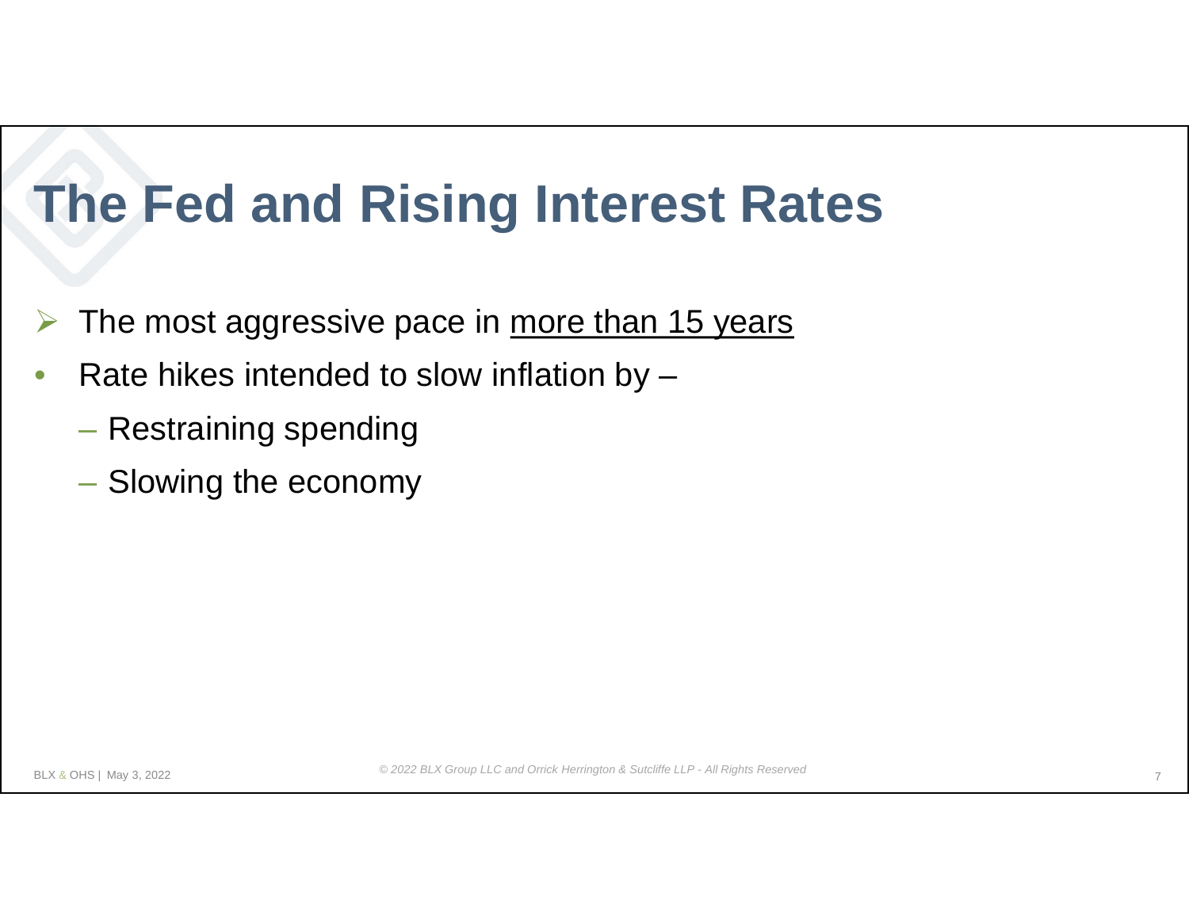# The Fed and Rising Interest Rates

- The most aggressive pace in more than 15 years
- Rate hikes intended to slow inflation by –
  - Restraining spending
  - Slowing the economy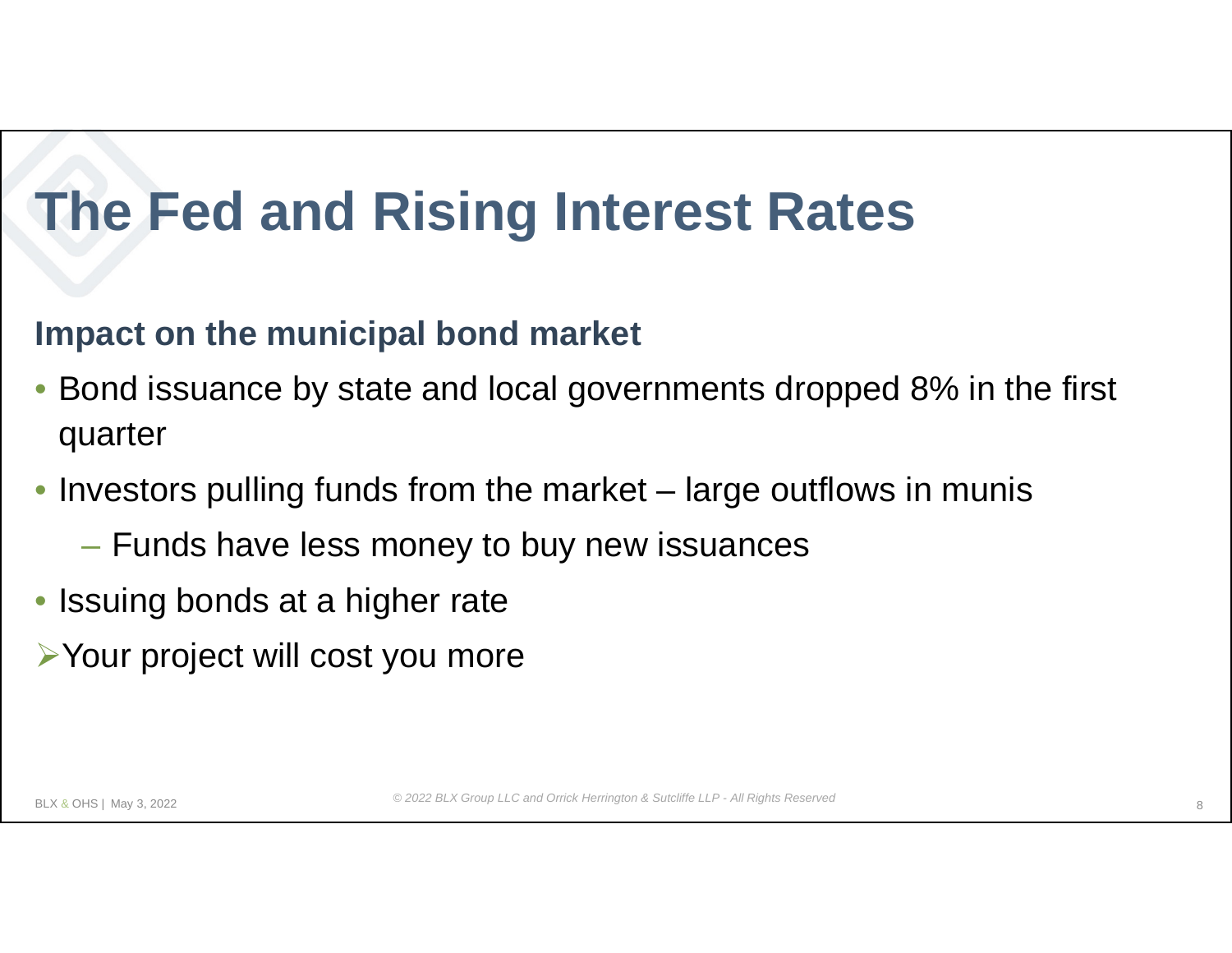# The Fed and Rising Interest Rates

## Impact on the municipal bond market

- Bond issuance by state and local governments dropped 8% in the first quarter
- Investors pulling funds from the market – large outflows in munis
  - Funds have less money to buy new issuances
- Issuing bonds at a higher rate

➢ Your project will cost you more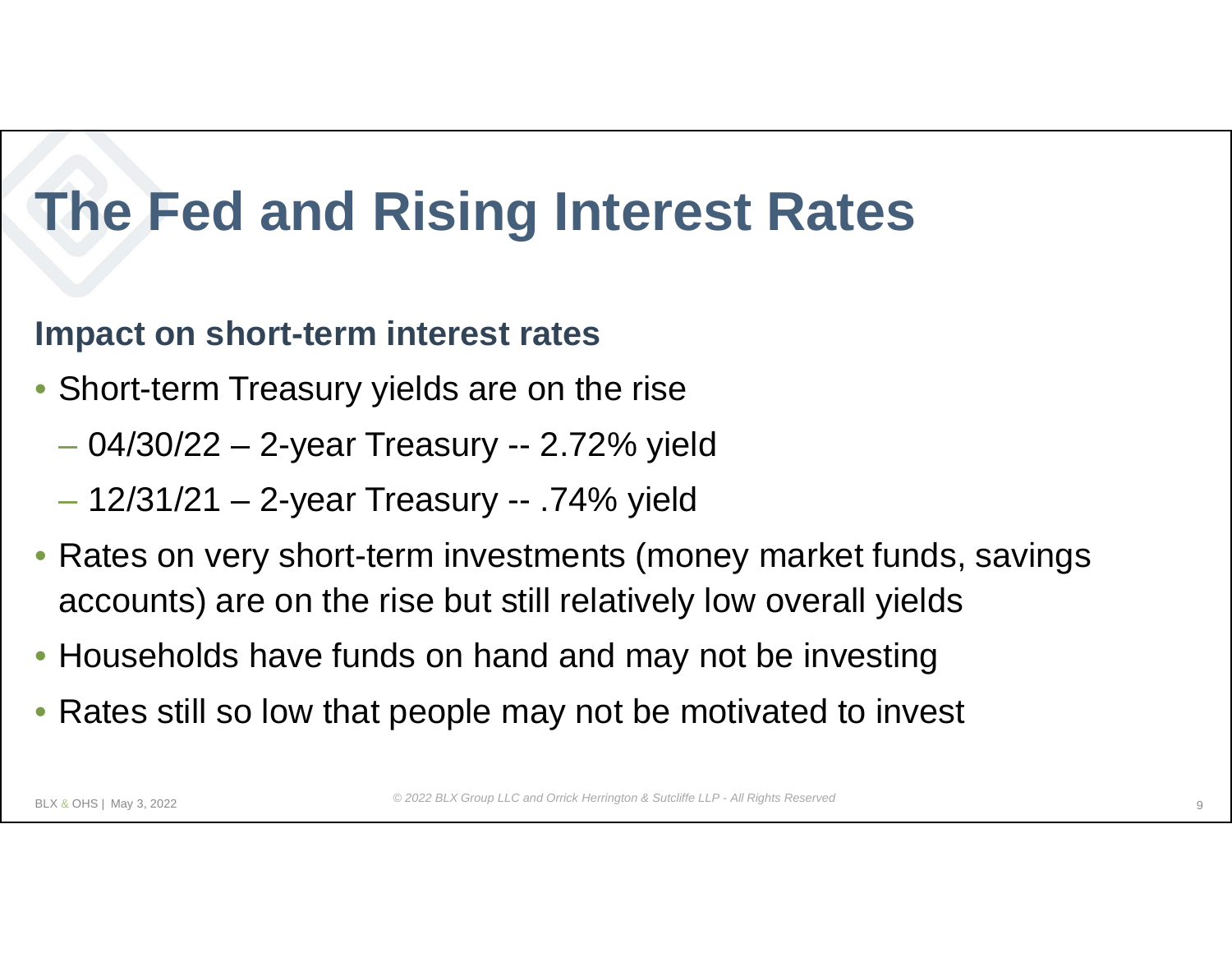# The Fed and Rising Interest Rates

## Impact on short-term interest rates

- Short-term Treasury yields are on the rise
  - 04/30/22 – 2-year Treasury -- 2.72% yield
  - 12/31/21 – 2-year Treasury -- .74% yield
- Rates on very short-term investments (money market funds, savings accounts) are on the rise but still relatively low overall yields
- Households have funds on hand and may not be investing
- Rates still so low that people may not be motivated to invest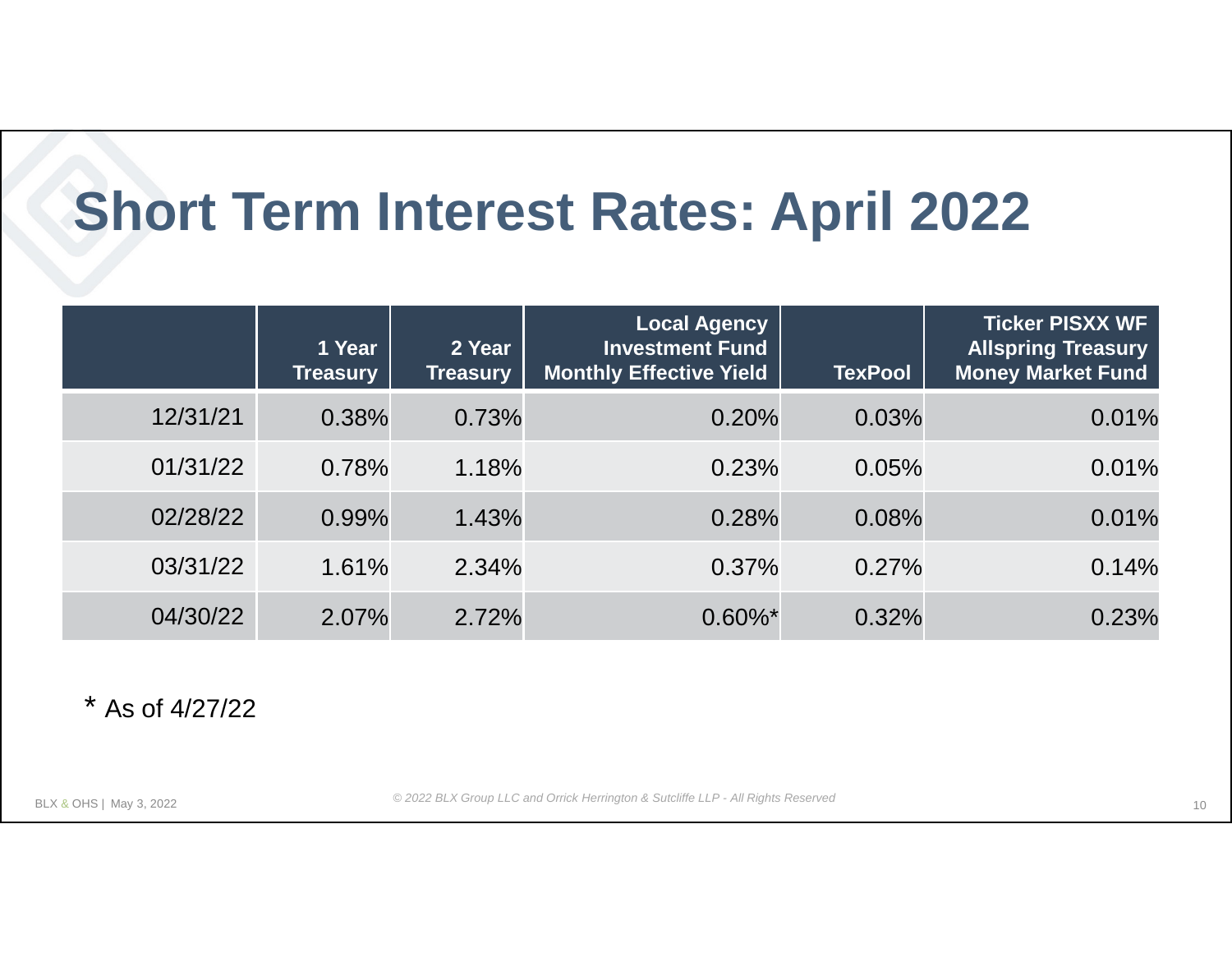# Short Term Interest Rates: April 2022

| | 1 Year Treasury | 2 Year Treasury | Local Agency Investment Fund Monthly Effective Yield | TexPool | Ticker PISXX WF Allspring Treasury Money Market Fund |
|---|---|---|---|---|---|
| 12/31/21 | 0.38% | 0.73% | 0.20% | 0.03% | 0.01% |
| 01/31/22 | 0.78% | 1.18% | 0.23% | 0.05% | 0.01% |
| 02/28/22 | 0.99% | 1.43% | 0.28% | 0.08% | 0.01% |
| 03/31/22 | 1.61% | 2.34% | 0.37% | 0.27% | 0.14% |
| 04/30/22 | 2.07% | 2.72% | 0.60%* | 0.32% | 0.23% |

* As of 4/27/22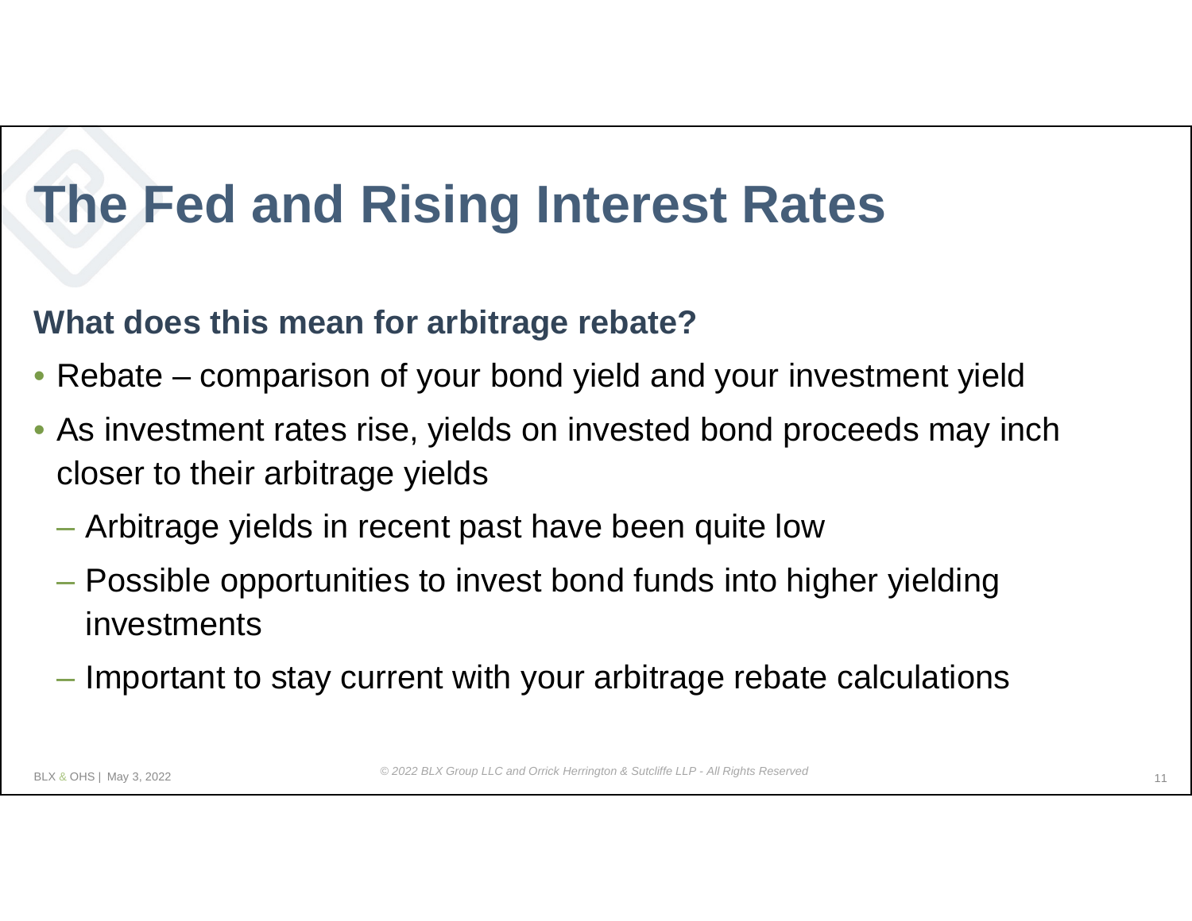# The Fed and Rising Interest Rates

**What does this mean for arbitrage rebate?**

- Rebate – comparison of your bond yield and your investment yield
- As investment rates rise, yields on invested bond proceeds may inch closer to their arbitrage yields
  - Arbitrage yields in recent past have been quite low
  - Possible opportunities to invest bond funds into higher yielding investments
  - Important to stay current with your arbitrage rebate calculations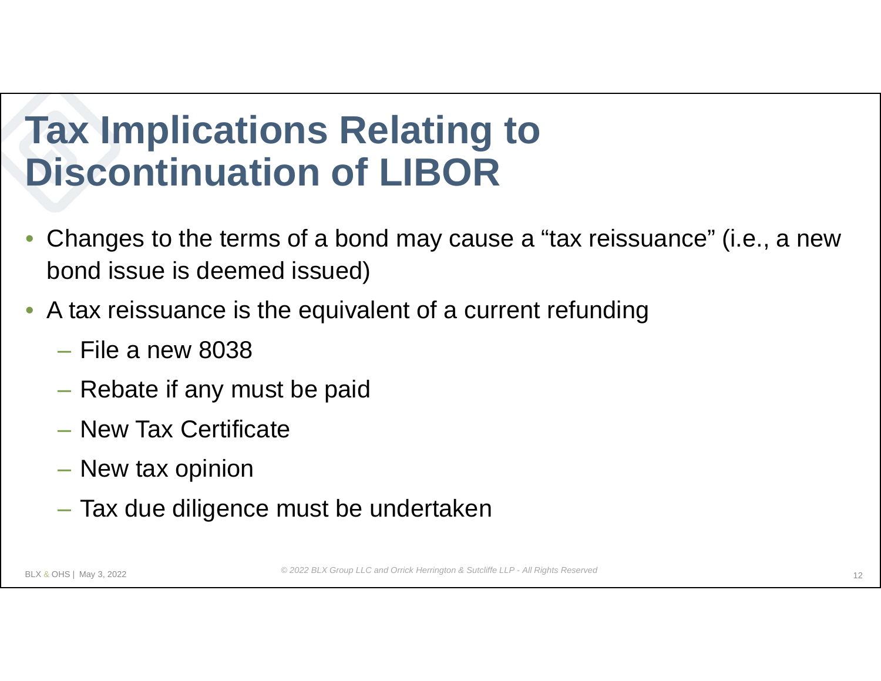# Tax Implications Relating to Discontinuation of LIBOR

- Changes to the terms of a bond may cause a "tax reissuance" (i.e., a new bond issue is deemed issued)
- A tax reissuance is the equivalent of a current refunding
  - File a new 8038
  - Rebate if any must be paid
  - New Tax Certificate
  - New tax opinion
  - Tax due diligence must be undertaken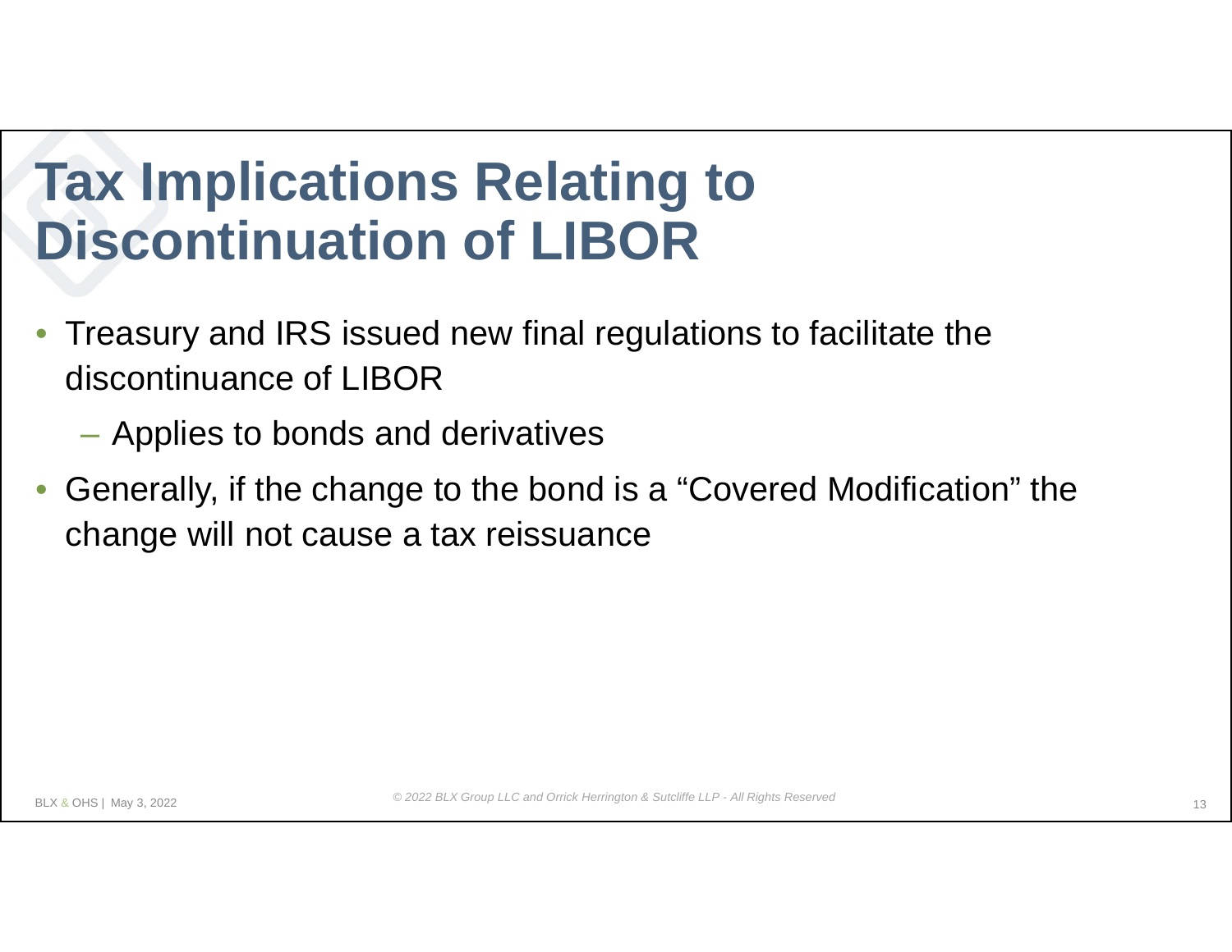# Tax Implications Relating to Discontinuation of LIBOR

- Treasury and IRS issued new final regulations to facilitate the discontinuance of LIBOR
  - Applies to bonds and derivatives
- Generally, if the change to the bond is a "Covered Modification" the change will not cause a tax reissuance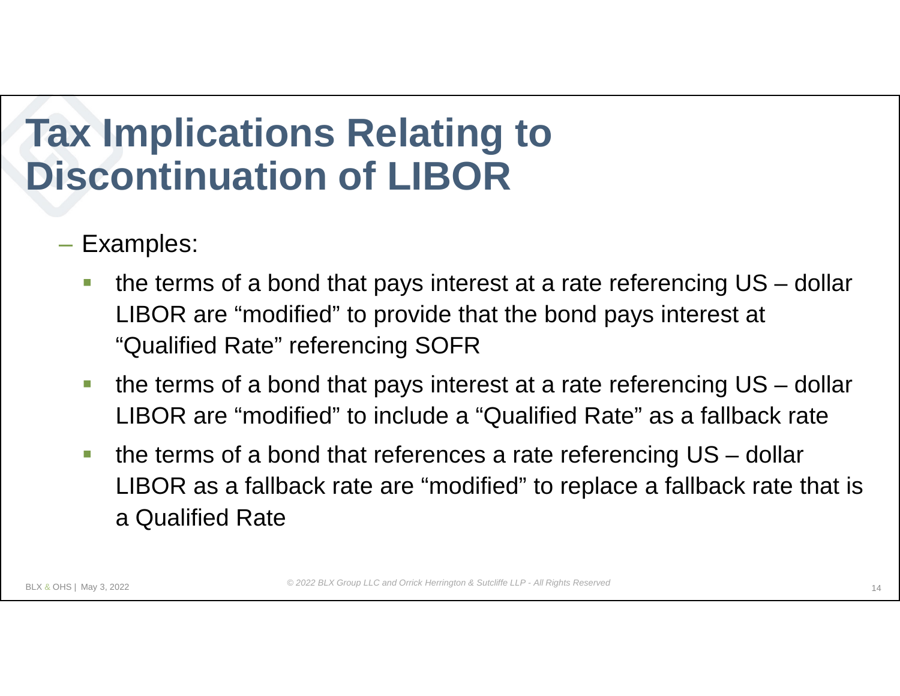# Tax Implications Relating to Discontinuation of LIBOR

- Examples:
  - the terms of a bond that pays interest at a rate referencing US – dollar LIBOR are "modified" to provide that the bond pays interest at "Qualified Rate" referencing SOFR
  - the terms of a bond that pays interest at a rate referencing US – dollar LIBOR are "modified" to include a "Qualified Rate" as a fallback rate
  - the terms of a bond that references a rate referencing US – dollar LIBOR as a fallback rate are "modified" to replace a fallback rate that is a Qualified Rate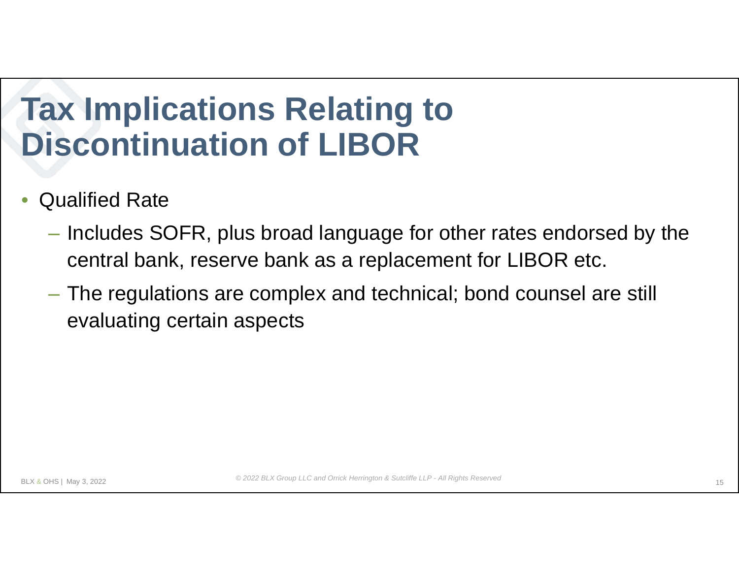# Tax Implications Relating to Discontinuation of LIBOR

- Qualified Rate
  - Includes SOFR, plus broad language for other rates endorsed by the central bank, reserve bank as a replacement for LIBOR etc.
  - The regulations are complex and technical; bond counsel are still evaluating certain aspects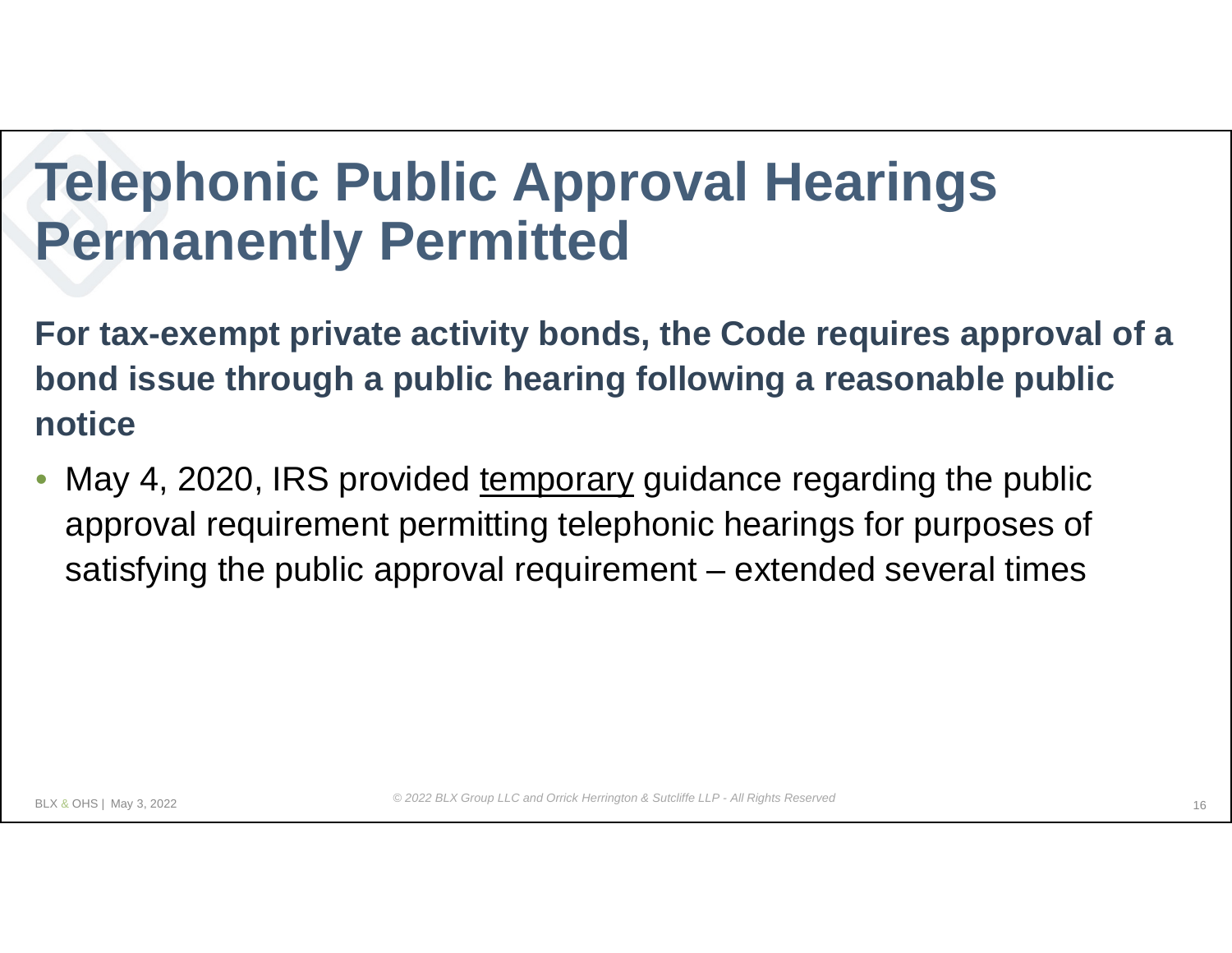# Telephonic Public Approval Hearings Permanently Permitted

**For tax-exempt private activity bonds, the Code requires approval of a bond issue through a public hearing following a reasonable public notice**

- May 4, 2020, IRS provided <u>temporary</u> guidance regarding the public approval requirement permitting telephonic hearings for purposes of satisfying the public approval requirement – extended several times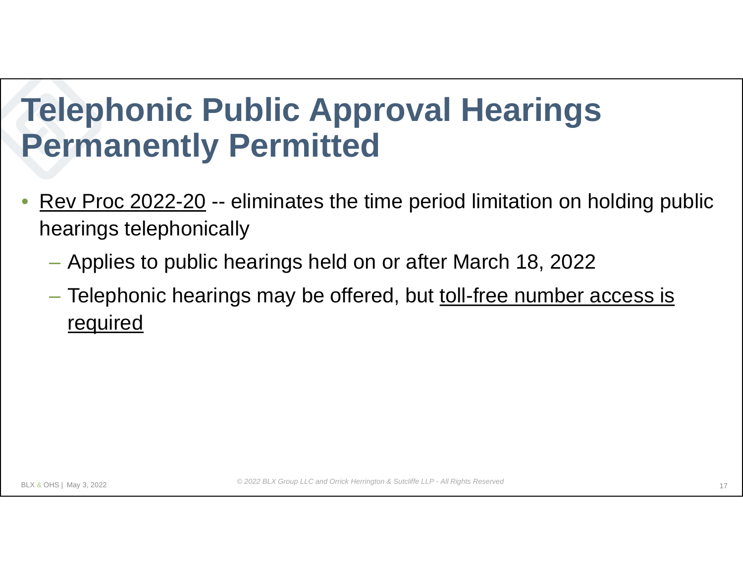# Telephonic Public Approval Hearings Permanently Permitted

- Rev Proc 2022-20 -- eliminates the time period limitation on holding public hearings telephonically
  - Applies to public hearings held on or after March 18, 2022
  - Telephonic hearings may be offered, but toll-free number access is required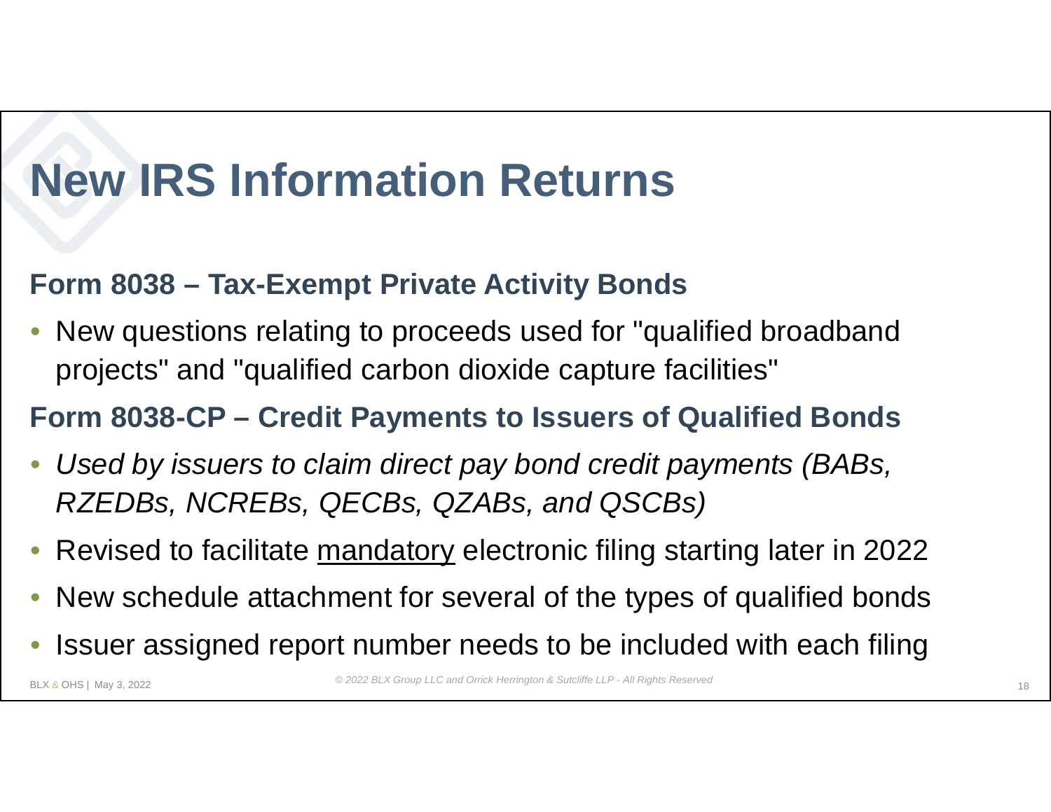# New IRS Information Returns

**Form 8038 – Tax-Exempt Private Activity Bonds**

- New questions relating to proceeds used for "qualified broadband projects" and "qualified carbon dioxide capture facilities"

**Form 8038-CP – Credit Payments to Issuers of Qualified Bonds**

- *Used by issuers to claim direct pay bond credit payments (BABs, RZEDBs, NCREBs, QECBs, QZABs, and QSCBs)*
- Revised to facilitate <u>mandatory</u> electronic filing starting later in 2022
- New schedule attachment for several of the types of qualified bonds
- Issuer assigned report number needs to be included with each filing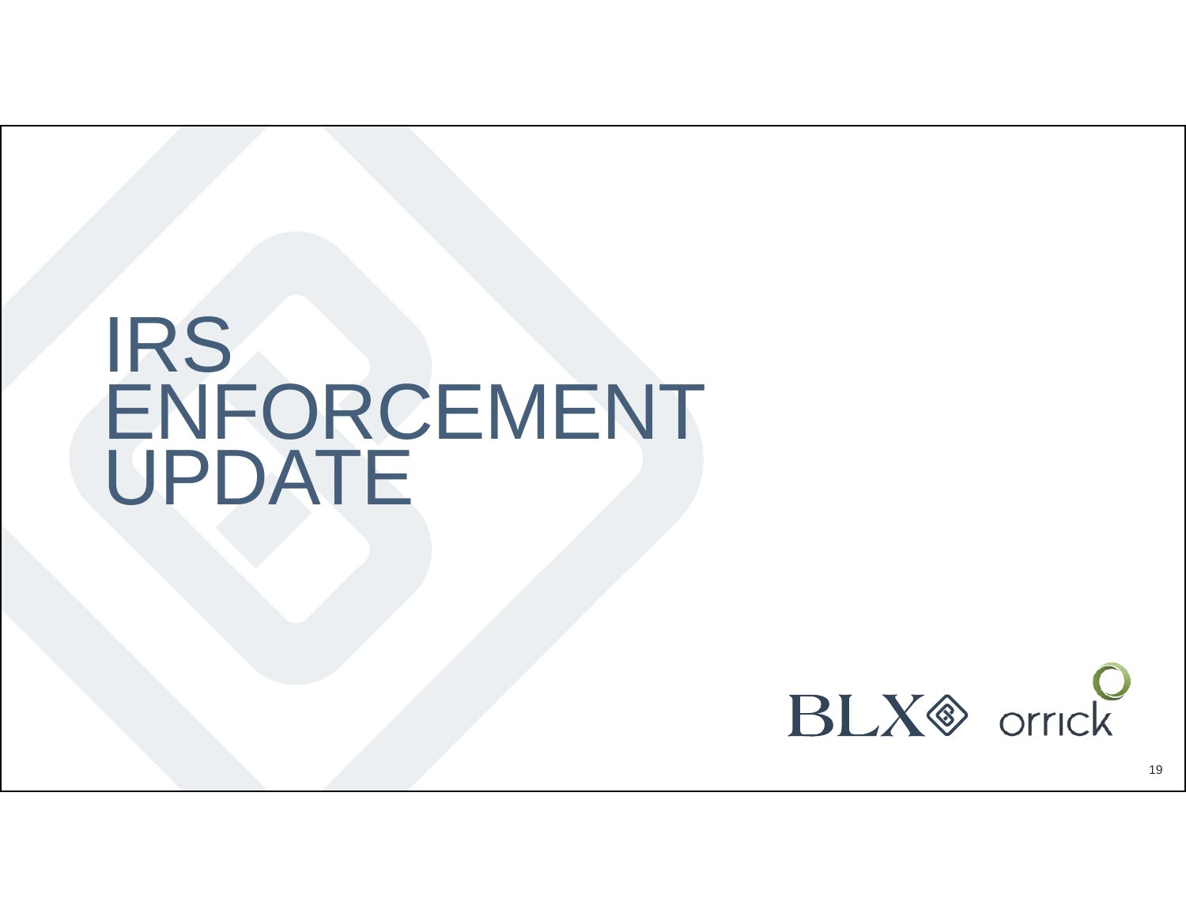# IRS ENFORCEMENT UPDATE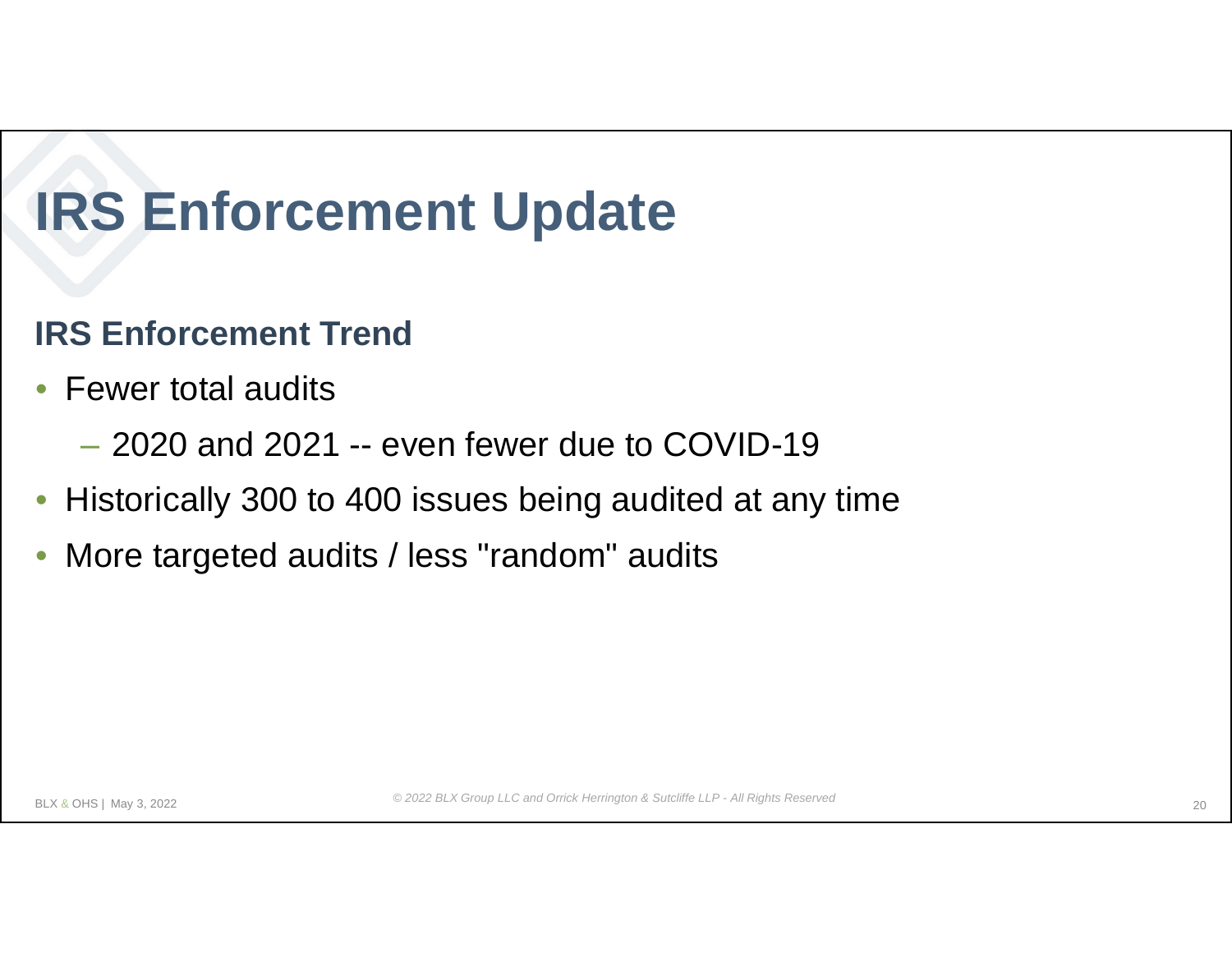# IRS Enforcement Update

## IRS Enforcement Trend

- Fewer total audits
  - 2020 and 2021 -- even fewer due to COVID-19
- Historically 300 to 400 issues being audited at any time
- More targeted audits / less "random" audits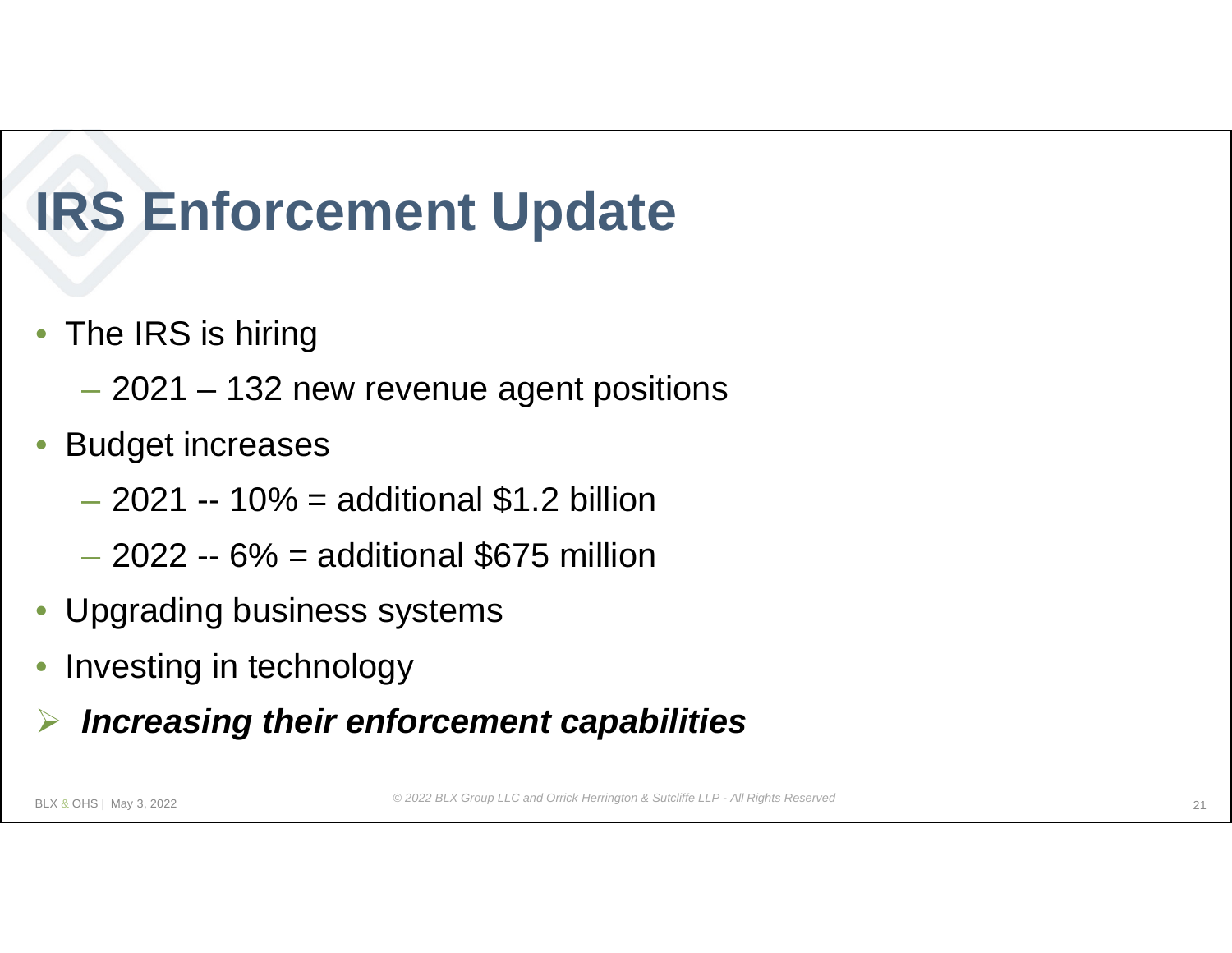# IRS Enforcement Update

- The IRS is hiring
  - 2021 – 132 new revenue agent positions
- Budget increases
  - 2021 -- 10% = additional $1.2 billion
  - 2022 -- 6% = additional $675 million
- Upgrading business systems
- Investing in technology
- ***Increasing their enforcement capabilities***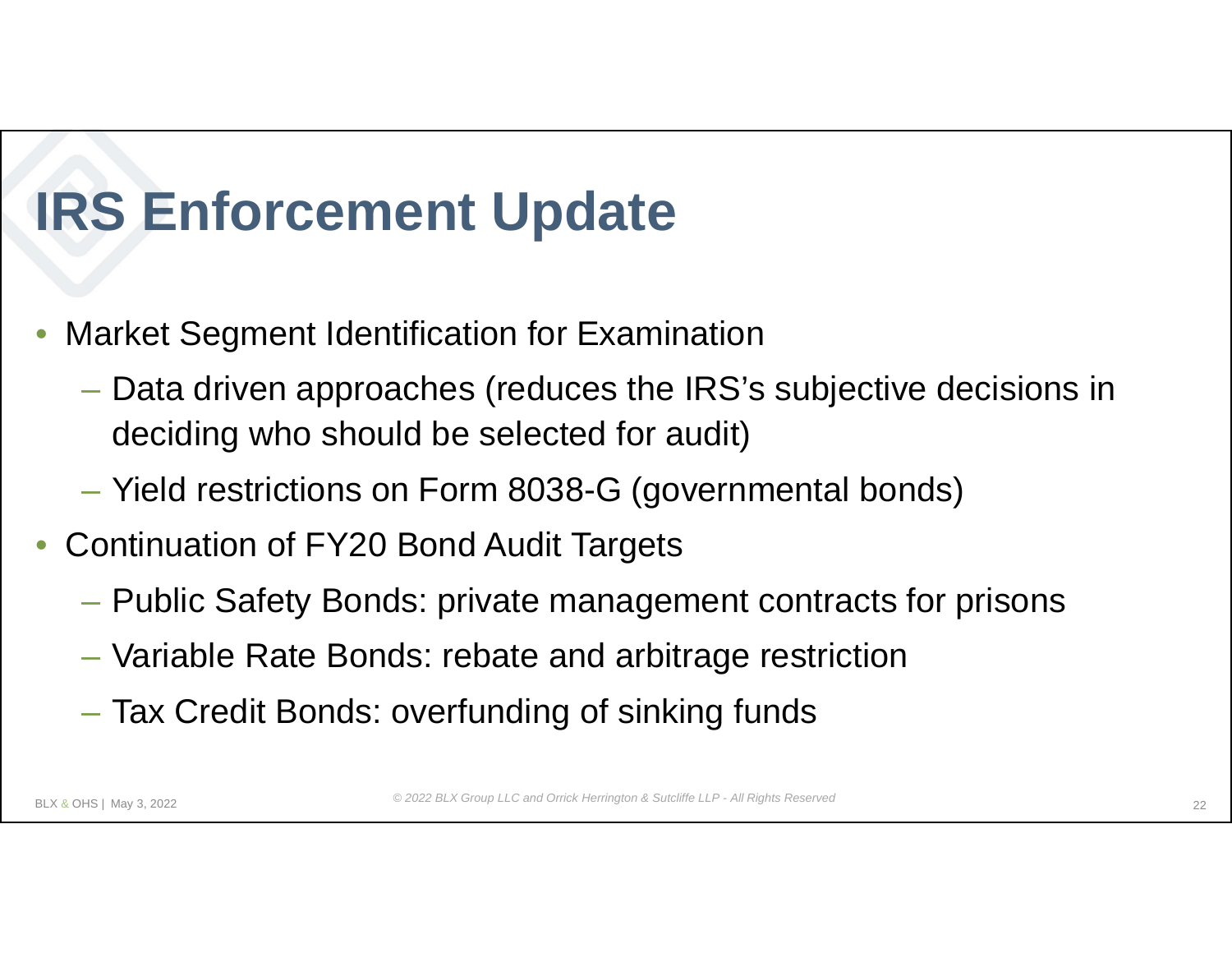# IRS Enforcement Update

- Market Segment Identification for Examination
  - Data driven approaches (reduces the IRS's subjective decisions in deciding who should be selected for audit)
  - Yield restrictions on Form 8038-G (governmental bonds)
- Continuation of FY20 Bond Audit Targets
  - Public Safety Bonds: private management contracts for prisons
  - Variable Rate Bonds: rebate and arbitrage restriction
  - Tax Credit Bonds: overfunding of sinking funds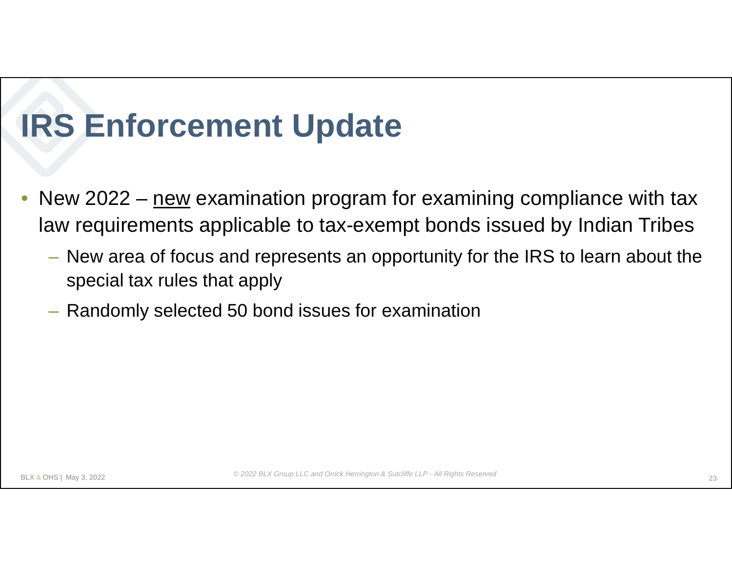# IRS Enforcement Update

- New 2022 – <u>new</u> examination program for examining compliance with tax law requirements applicable to tax-exempt bonds issued by Indian Tribes
  - New area of focus and represents an opportunity for the IRS to learn about the special tax rules that apply
  - Randomly selected 50 bond issues for examination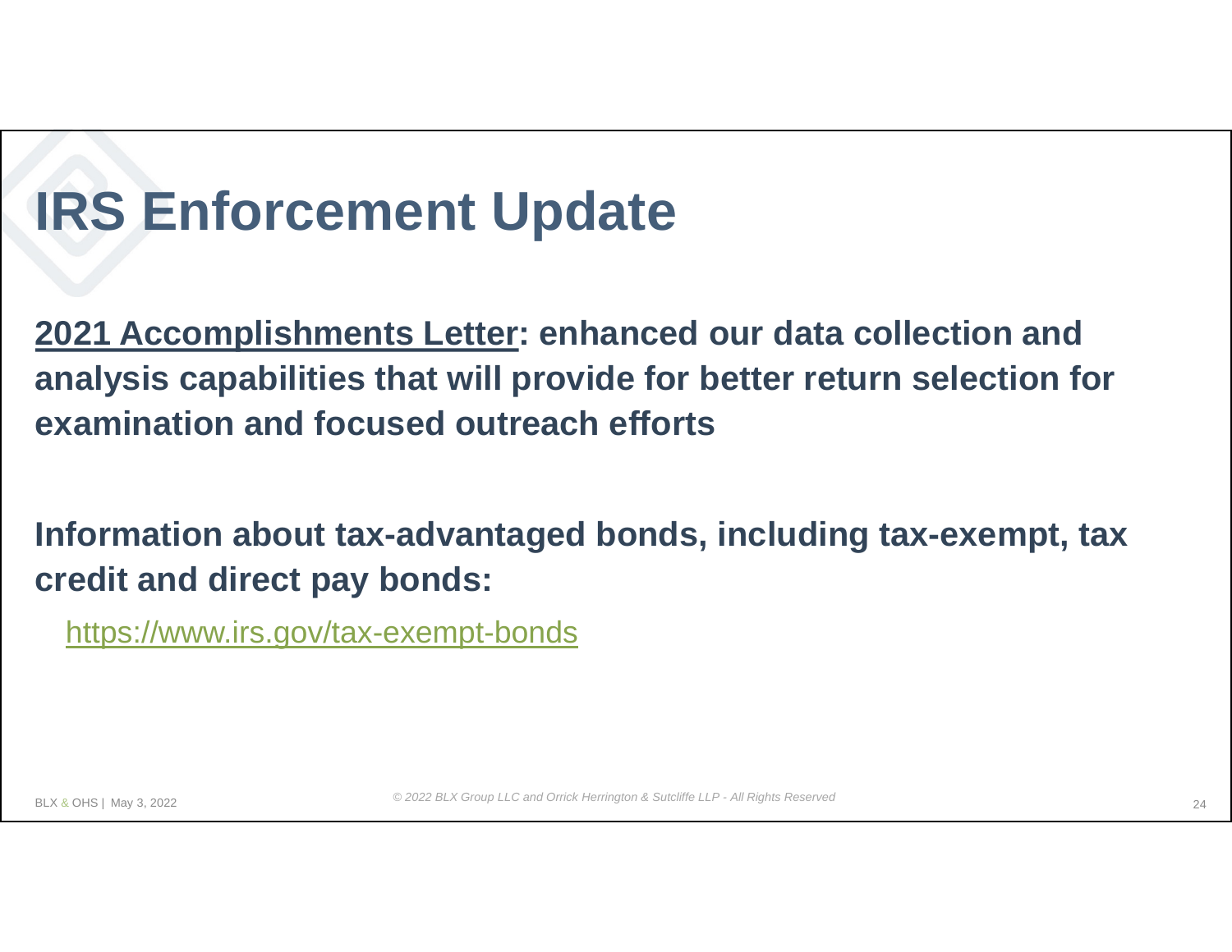# IRS Enforcement Update

**<u>2021 Accomplishments Letter</u>: enhanced our data collection and analysis capabilities that will provide for better return selection for examination and focused outreach efforts**

**Information about tax-advantaged bonds, including tax-exempt, tax credit and direct pay bonds:**

https://www.irs.gov/tax-exempt-bonds

*© 2022 BLX Group LLC and Orrick Herrington & Sutcliffe LLP - All Rights Reserved*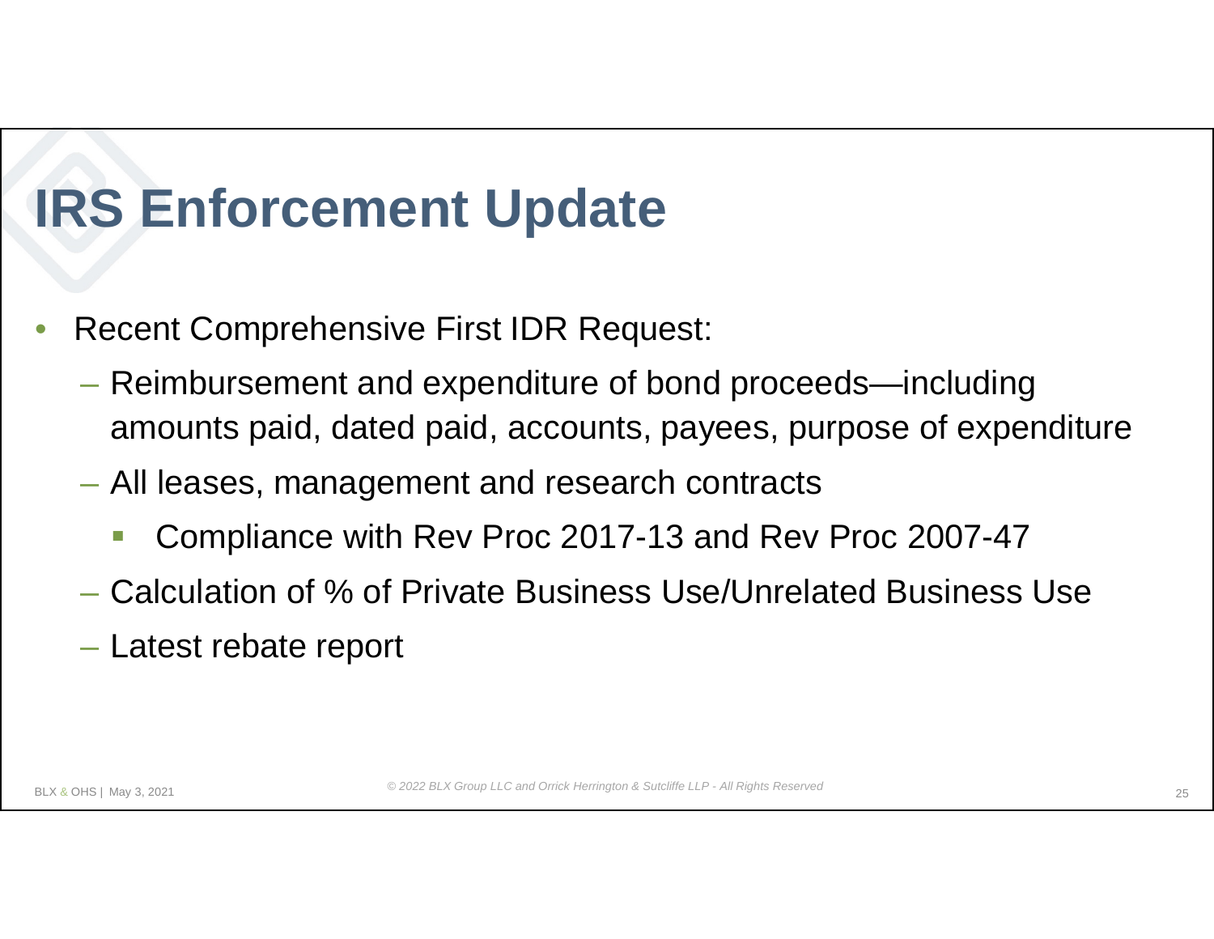# IRS Enforcement Update

- Recent Comprehensive First IDR Request:
  - Reimbursement and expenditure of bond proceeds—including amounts paid, dated paid, accounts, payees, purpose of expenditure
  - All leases, management and research contracts
    - Compliance with Rev Proc 2017-13 and Rev Proc 2007-47
  - Calculation of % of Private Business Use/Unrelated Business Use
  - Latest rebate report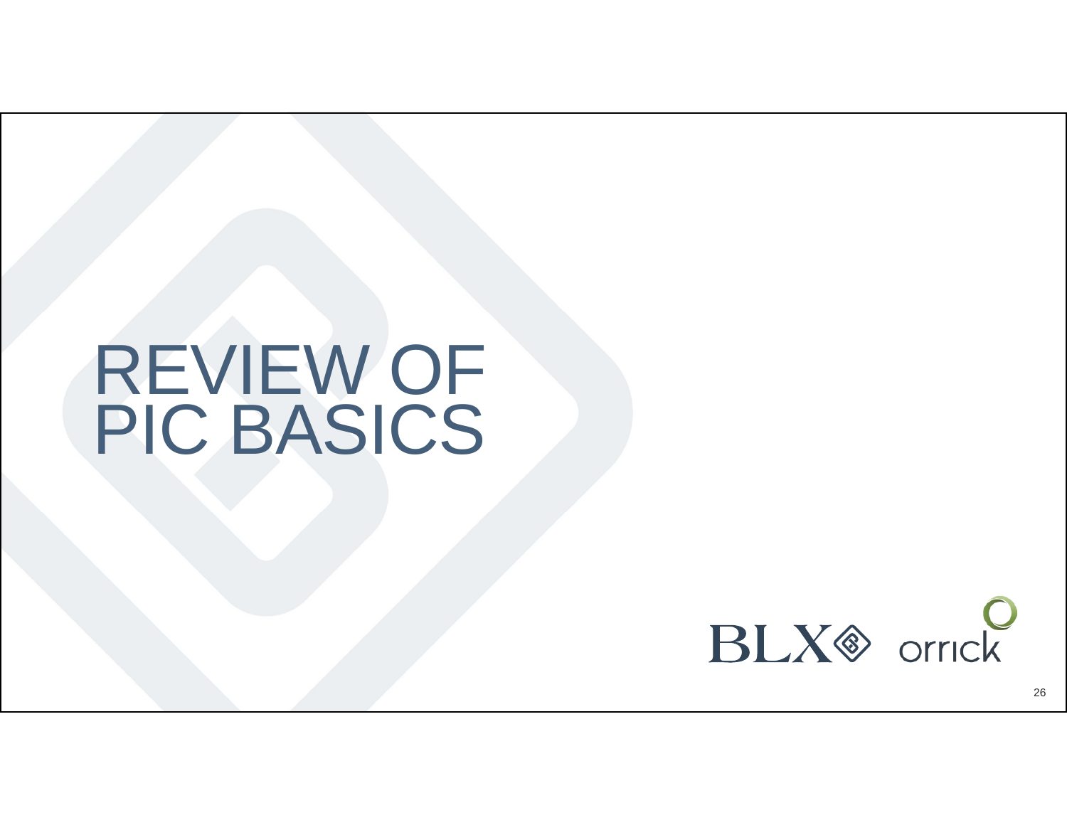# REVIEW OF PIC BASICS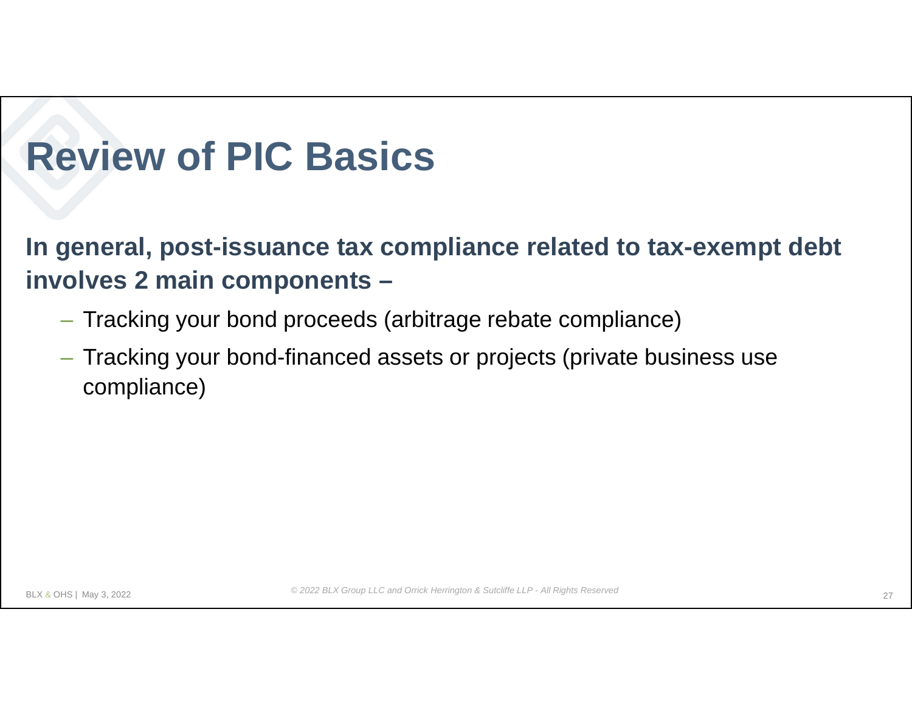# Review of PIC Basics

**In general, post-issuance tax compliance related to tax-exempt debt involves 2 main components –**

- Tracking your bond proceeds (arbitrage rebate compliance)
- Tracking your bond-financed assets or projects (private business use compliance)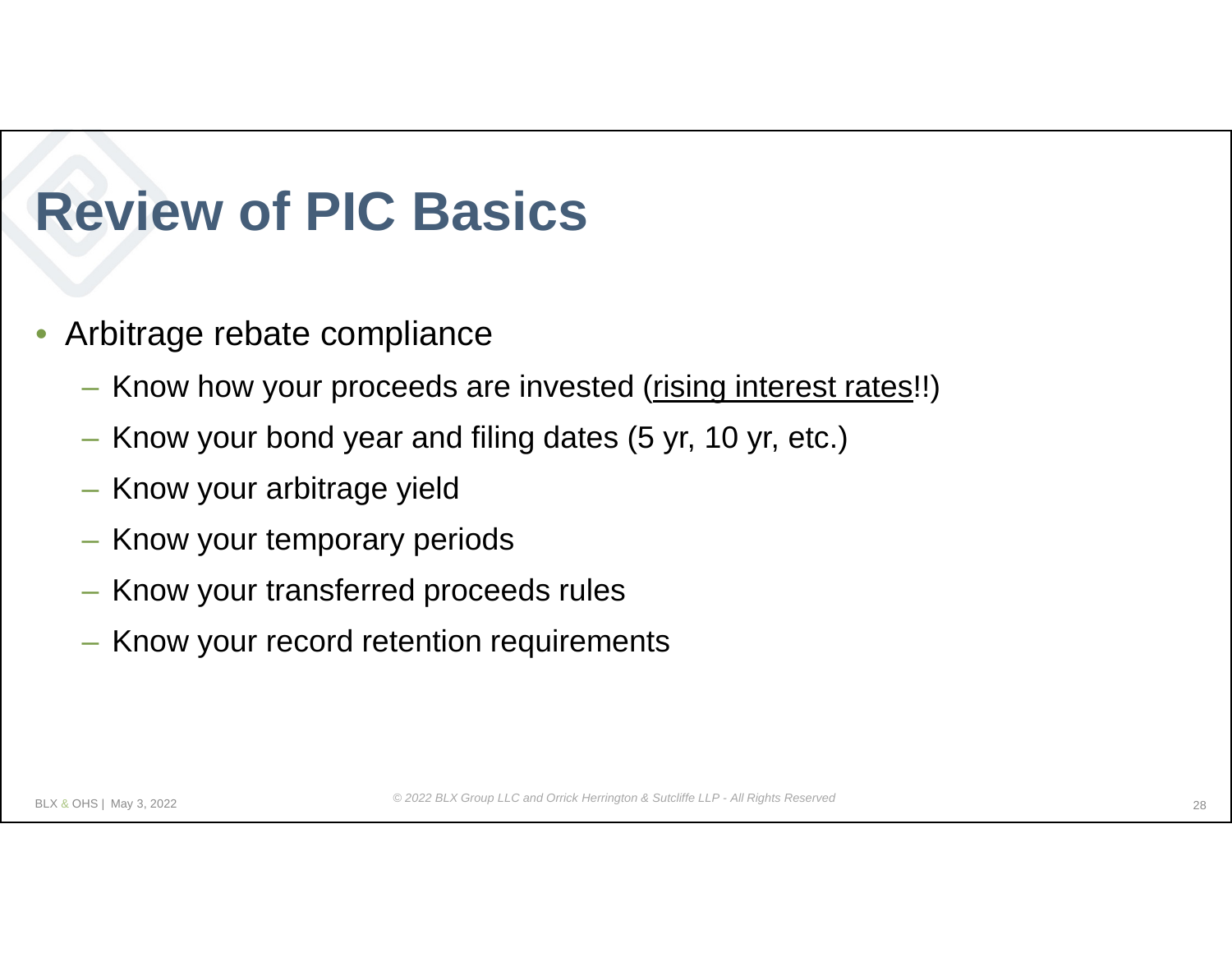# Review of PIC Basics

- Arbitrage rebate compliance
  - Know how your proceeds are invested (<u>rising interest rates</u>!!)
  - Know your bond year and filing dates (5 yr, 10 yr, etc.)
  - Know your arbitrage yield
  - Know your temporary periods
  - Know your transferred proceeds rules
  - Know your record retention requirements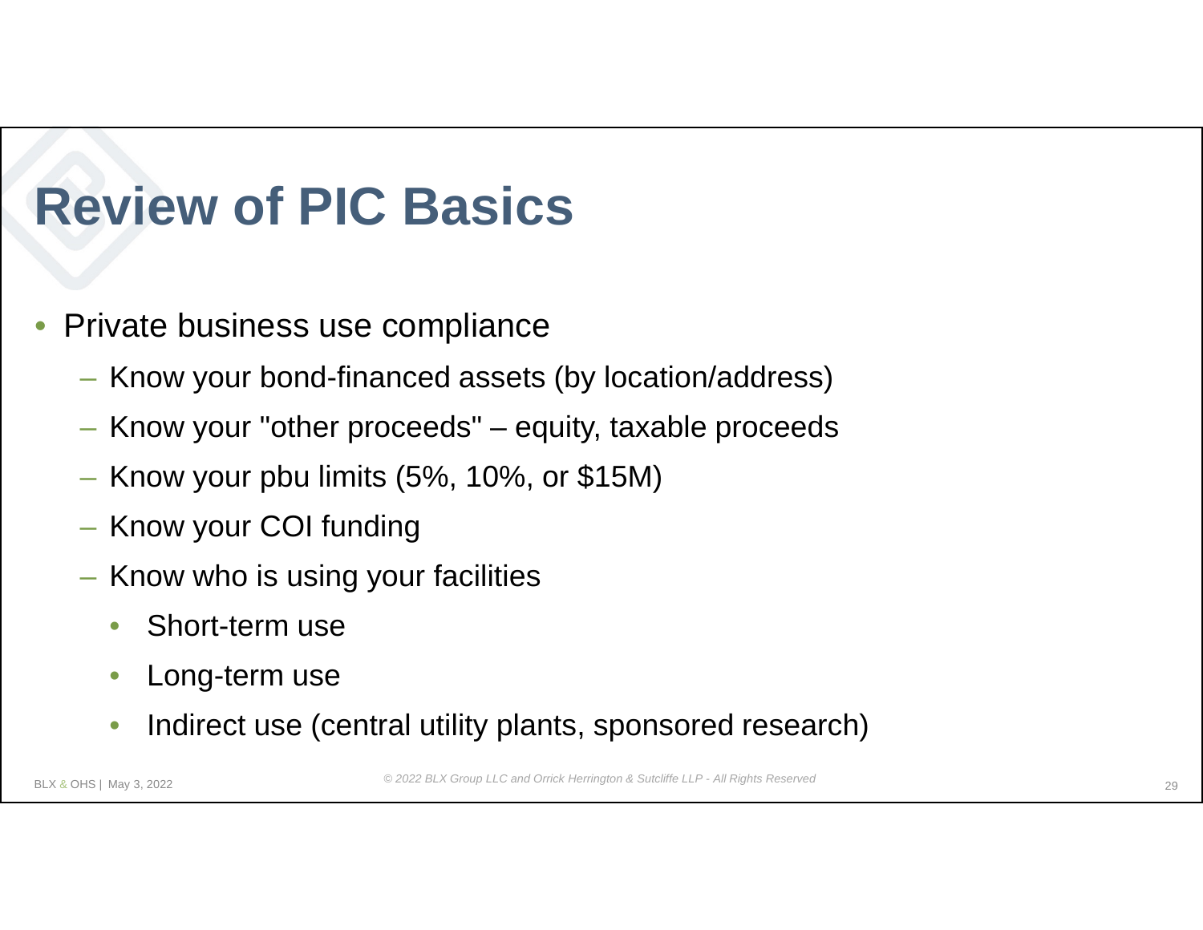# Review of PIC Basics

- Private business use compliance
  - Know your bond-financed assets (by location/address)
  - Know your "other proceeds" – equity, taxable proceeds
  - Know your pbu limits (5%, 10%, or $15M)
  - Know your COI funding
  - Know who is using your facilities
    - Short-term use
    - Long-term use
    - Indirect use (central utility plants, sponsored research)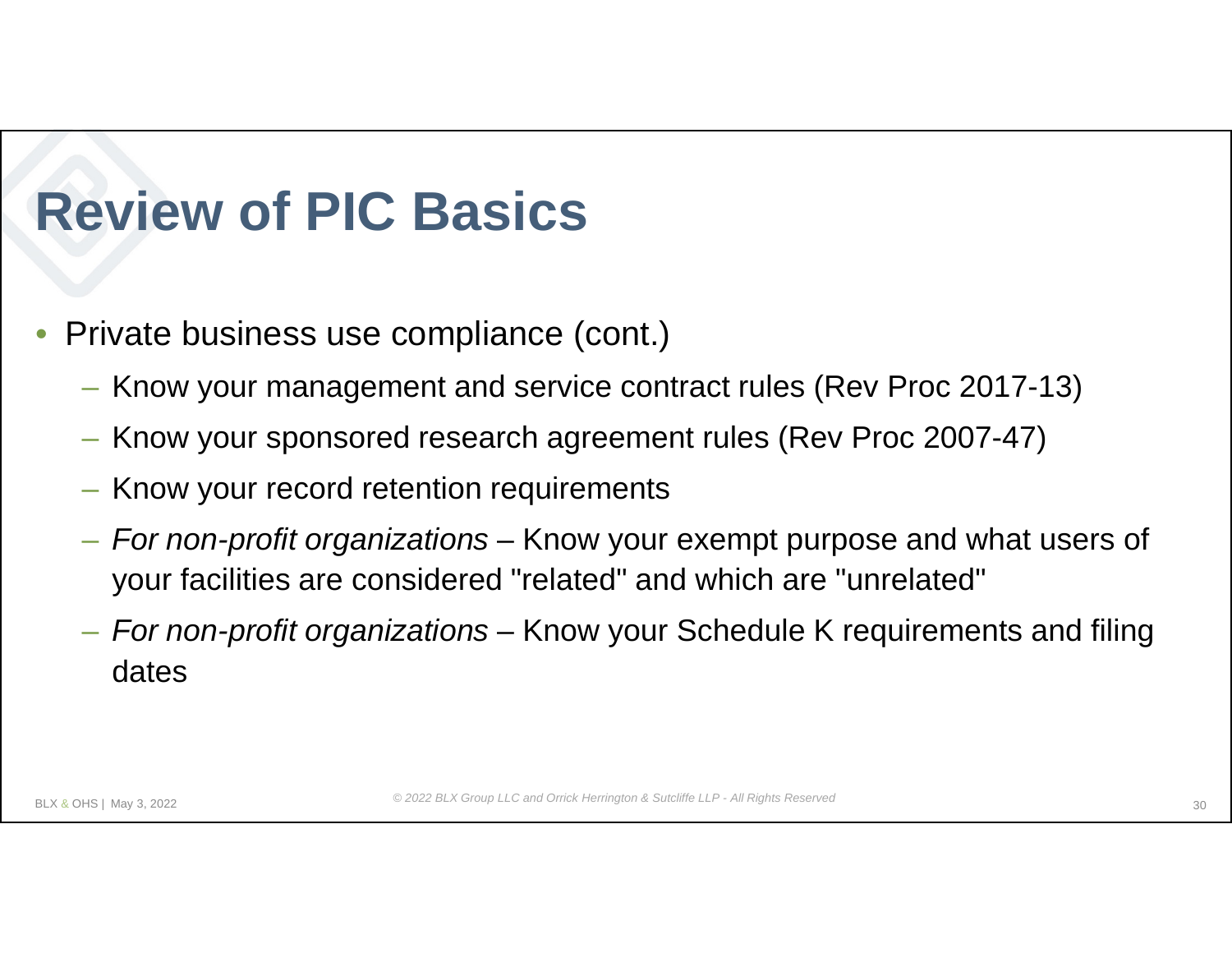# Review of PIC Basics

- Private business use compliance (cont.)
  - Know your management and service contract rules (Rev Proc 2017-13)
  - Know your sponsored research agreement rules (Rev Proc 2007-47)
  - Know your record retention requirements
  - *For non-profit organizations* – Know your exempt purpose and what users of your facilities are considered "related" and which are "unrelated"
  - *For non-profit organizations* – Know your Schedule K requirements and filing dates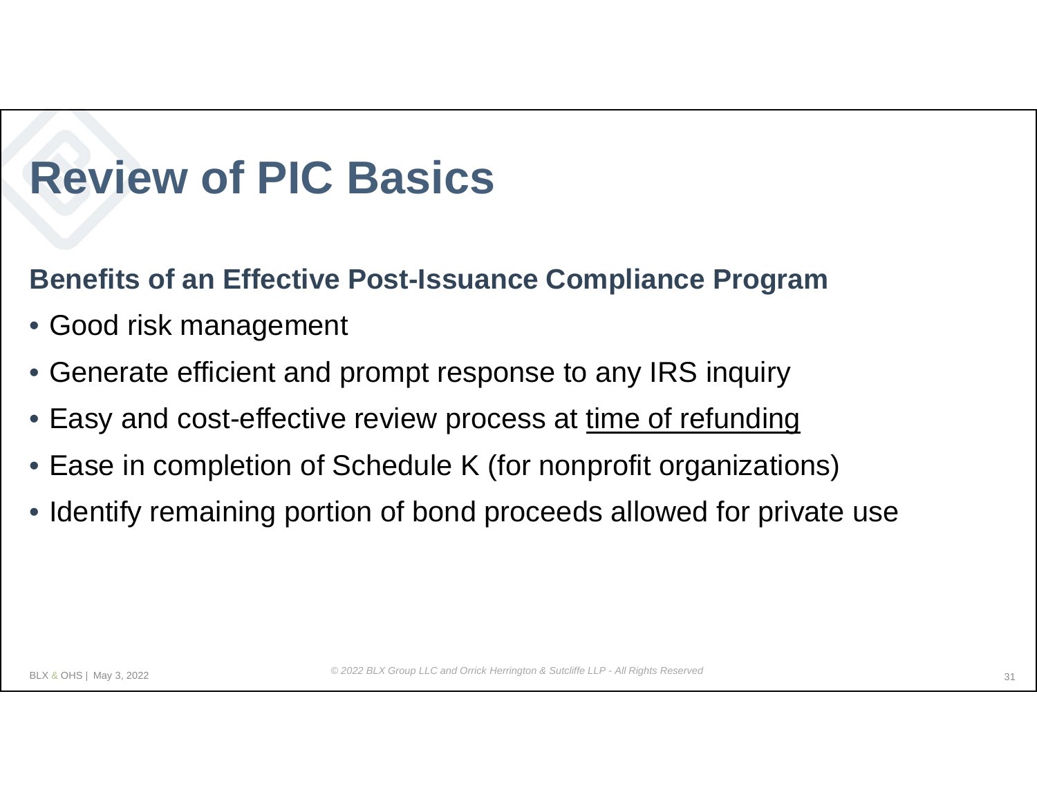# Review of PIC Basics

**Benefits of an Effective Post-Issuance Compliance Program**

- Good risk management
- Generate efficient and prompt response to any IRS inquiry
- Easy and cost-effective review process at <u>time of refunding</u>
- Ease in completion of Schedule K (for nonprofit organizations)
- Identify remaining portion of bond proceeds allowed for private use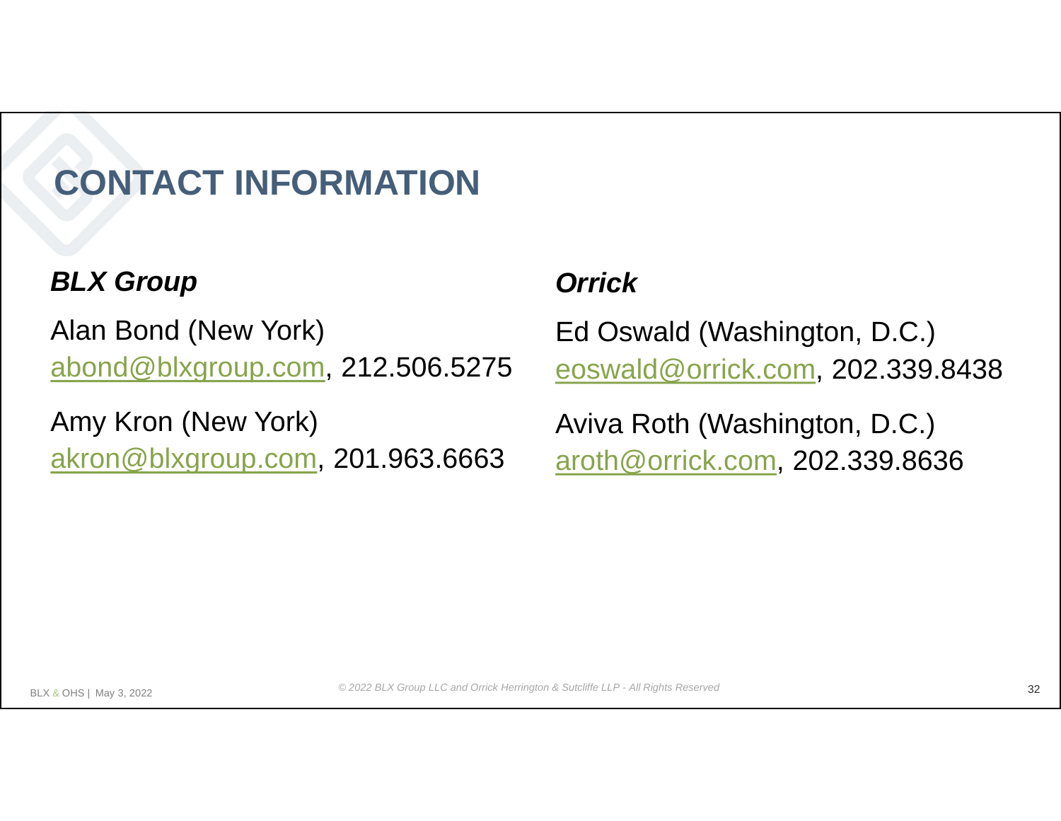# CONTACT INFORMATION

### *BLX Group*

Alan Bond (New York)
abond@blxgroup.com, 212.506.5275

Amy Kron (New York)
akron@blxgroup.com, 201.963.6663

### *Orrick*

Ed Oswald (Washington, D.C.)
eoswald@orrick.com, 202.339.8438

Aviva Roth (Washington, D.C.)
aroth@orrick.com, 202.339.8636

*© 2022 BLX Group LLC and Orrick Herrington & Sutcliffe LLP - All Rights Reserved*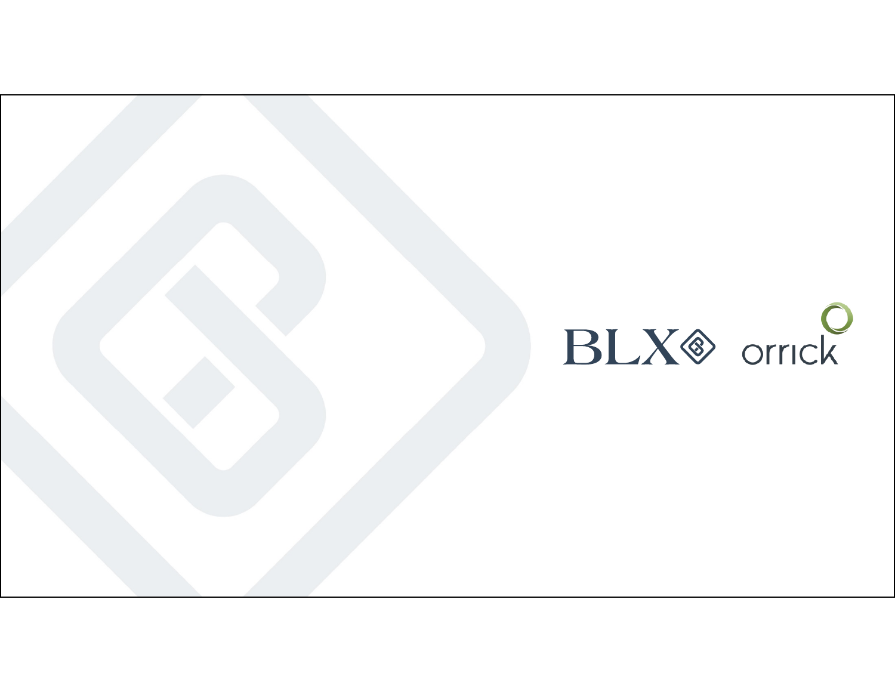BLX orrick